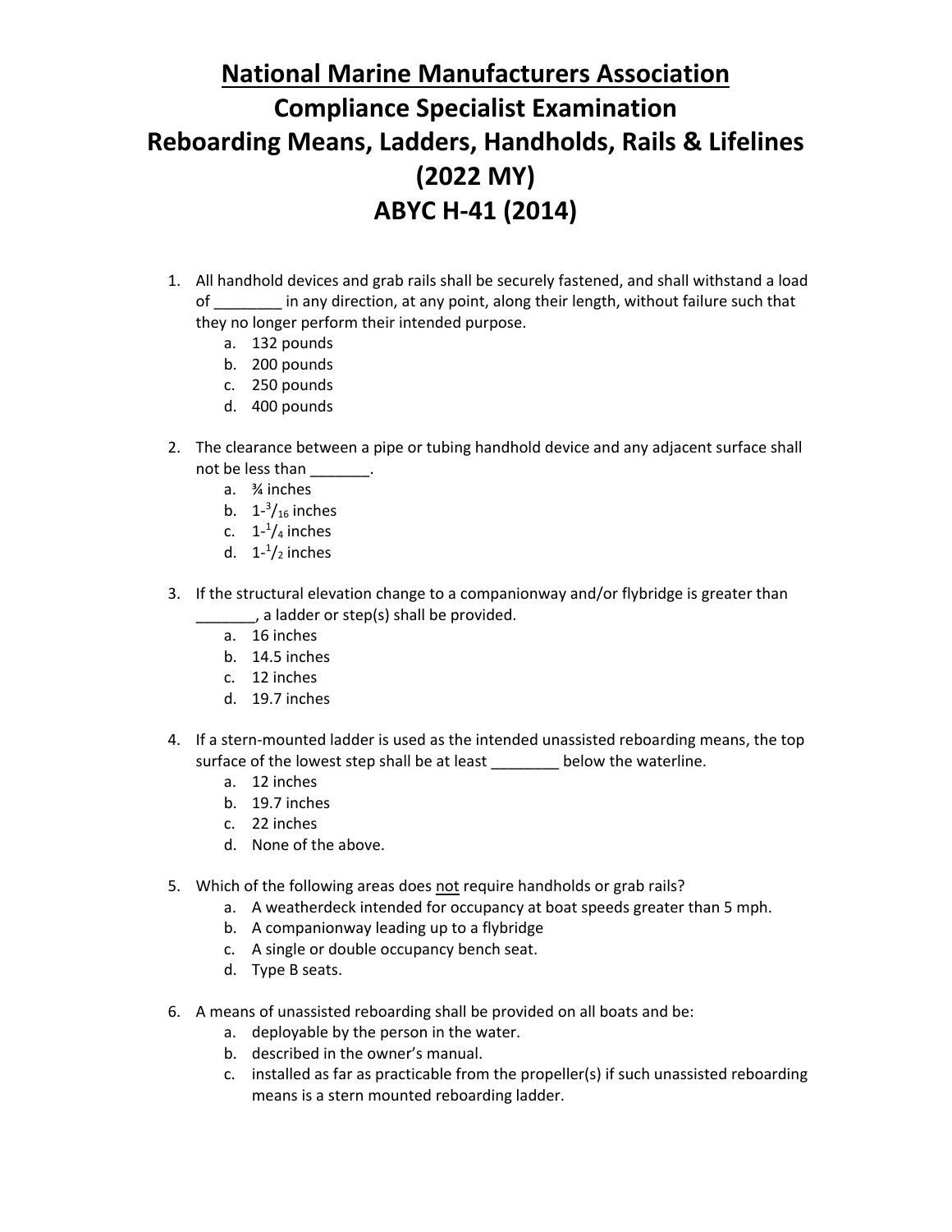# National Marine Manufacturers Association
# Compliance Specialist Examination
# Reboarding Means, Ladders, Handholds, Rails & Lifelines
# (2022 MY)
# ABYC H-41 (2014)

1. All handhold devices and grab rails shall be securely fastened, and shall withstand a load of ________ in any direction, at any point, along their length, without failure such that they no longer perform their intended purpose.
    a. 132 pounds
    b. 200 pounds
    c. 250 pounds
    d. 400 pounds

2. The clearance between a pipe or tubing handhold device and any adjacent surface shall not be less than _______.
    a. ¾ inches
    b. 1-$^{3}/_{16}$ inches
    c. 1-$^{1}/_{4}$ inches
    d. 1-$^{1}/_{2}$ inches

3. If the structural elevation change to a companionway and/or flybridge is greater than _______, a ladder or step(s) shall be provided.
    a. 16 inches
    b. 14.5 inches
    c. 12 inches
    d. 19.7 inches

4. If a stern-mounted ladder is used as the intended unassisted reboarding means, the top surface of the lowest step shall be at least ________ below the waterline.
    a. 12 inches
    b. 19.7 inches
    c. 22 inches
    d. None of the above.

5. Which of the following areas does not require handholds or grab rails?
    a. A weatherdeck intended for occupancy at boat speeds greater than 5 mph.
    b. A companionway leading up to a flybridge
    c. A single or double occupancy bench seat.
    d. Type B seats.

6. A means of unassisted reboarding shall be provided on all boats and be:
    a. deployable by the person in the water.
    b. described in the owner's manual.
    c. installed as far as practicable from the propeller(s) if such unassisted reboarding means is a stern mounted reboarding ladder.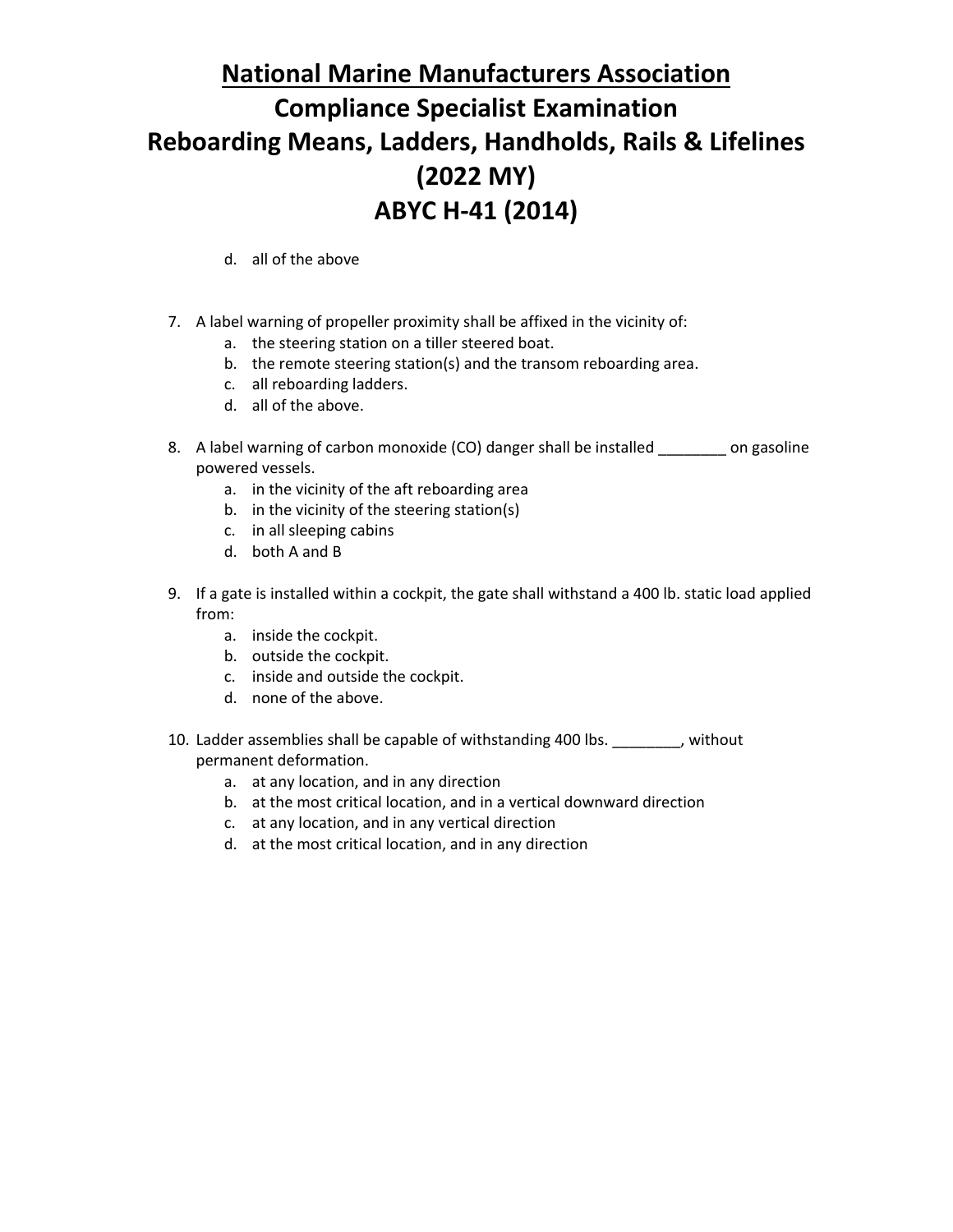d. all of the above

7. A label warning of propeller proximity shall be affixed in the vicinity of:
   a. the steering station on a tiller steered boat.
   b. the remote steering station(s) and the transom reboarding area.
   c. all reboarding ladders.
   d. all of the above.

8. A label warning of carbon monoxide (CO) danger shall be installed ________ on gasoline powered vessels.
   a. in the vicinity of the aft reboarding area
   b. in the vicinity of the steering station(s)
   c. in all sleeping cabins
   d. both A and B

9. If a gate is installed within a cockpit, the gate shall withstand a 400 lb. static load applied from:
   a. inside the cockpit.
   b. outside the cockpit.
   c. inside and outside the cockpit.
   d. none of the above.

10. Ladder assemblies shall be capable of withstanding 400 lbs. ________, without permanent deformation.
    a. at any location, and in any direction
    b. at the most critical location, and in a vertical downward direction
    c. at any location, and in any vertical direction
    d. at the most critical location, and in any direction